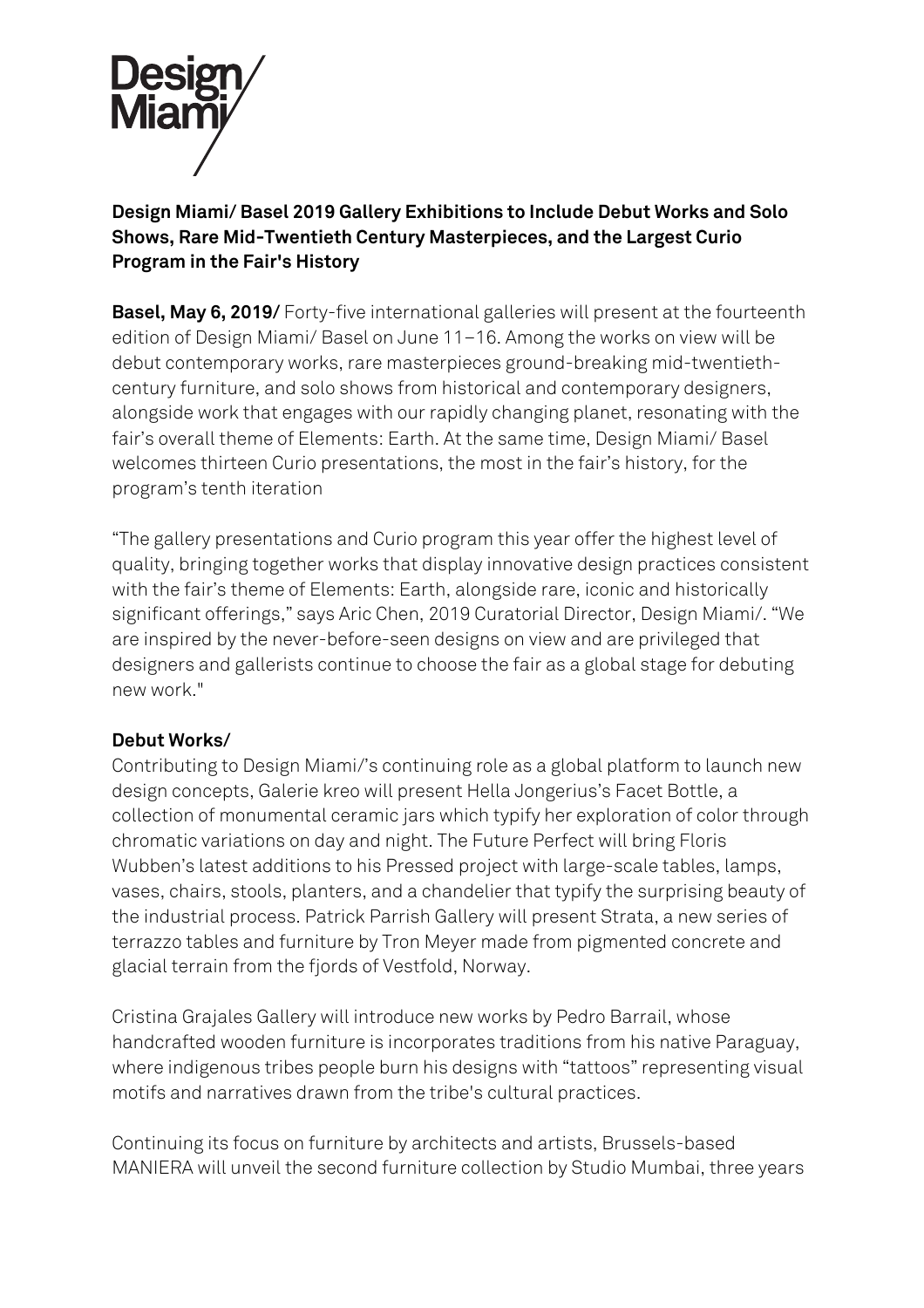Design Miami/

**Design Miami/ Basel 2019 Gallery Exhibitions to Include Debut Works and Solo Shows, Rare Mid-Twentieth Century Masterpieces, and the Largest Curio Program in the Fair's History**

**Basel, May 6, 2019/** Forty-five international galleries will present at the fourteenth edition of Design Miami/ Basel on June 11–16. Among the works on view will be debut contemporary works, rare masterpieces ground-breaking mid-twentieth-century furniture, and solo shows from historical and contemporary designers, alongside work that engages with our rapidly changing planet, resonating with the fair's overall theme of Elements: Earth. At the same time, Design Miami/ Basel welcomes thirteen Curio presentations, the most in the fair's history, for the program's tenth iteration

"The gallery presentations and Curio program this year offer the highest level of quality, bringing together works that display innovative design practices consistent with the fair's theme of Elements: Earth, alongside rare, iconic and historically significant offerings," says Aric Chen, 2019 Curatorial Director, Design Miami/. "We are inspired by the never-before-seen designs on view and are privileged that designers and gallerists continue to choose the fair as a global stage for debuting new work."

**Debut Works/**

Contributing to Design Miami/'s continuing role as a global platform to launch new design concepts, Galerie kreo will present Hella Jongerius's Facet Bottle, a collection of monumental ceramic jars which typify her exploration of color through chromatic variations on day and night. The Future Perfect will bring Floris Wubben's latest additions to his Pressed project with large-scale tables, lamps, vases, chairs, stools, planters, and a chandelier that typify the surprising beauty of the industrial process. Patrick Parrish Gallery will present Strata, a new series of terrazzo tables and furniture by Tron Meyer made from pigmented concrete and glacial terrain from the fjords of Vestfold, Norway.

Cristina Grajales Gallery will introduce new works by Pedro Barrail, whose handcrafted wooden furniture is incorporates traditions from his native Paraguay, where indigenous tribes people burn his designs with "tattoos" representing visual motifs and narratives drawn from the tribe's cultural practices.

Continuing its focus on furniture by architects and artists, Brussels-based MANIERA will unveil the second furniture collection by Studio Mumbai, three years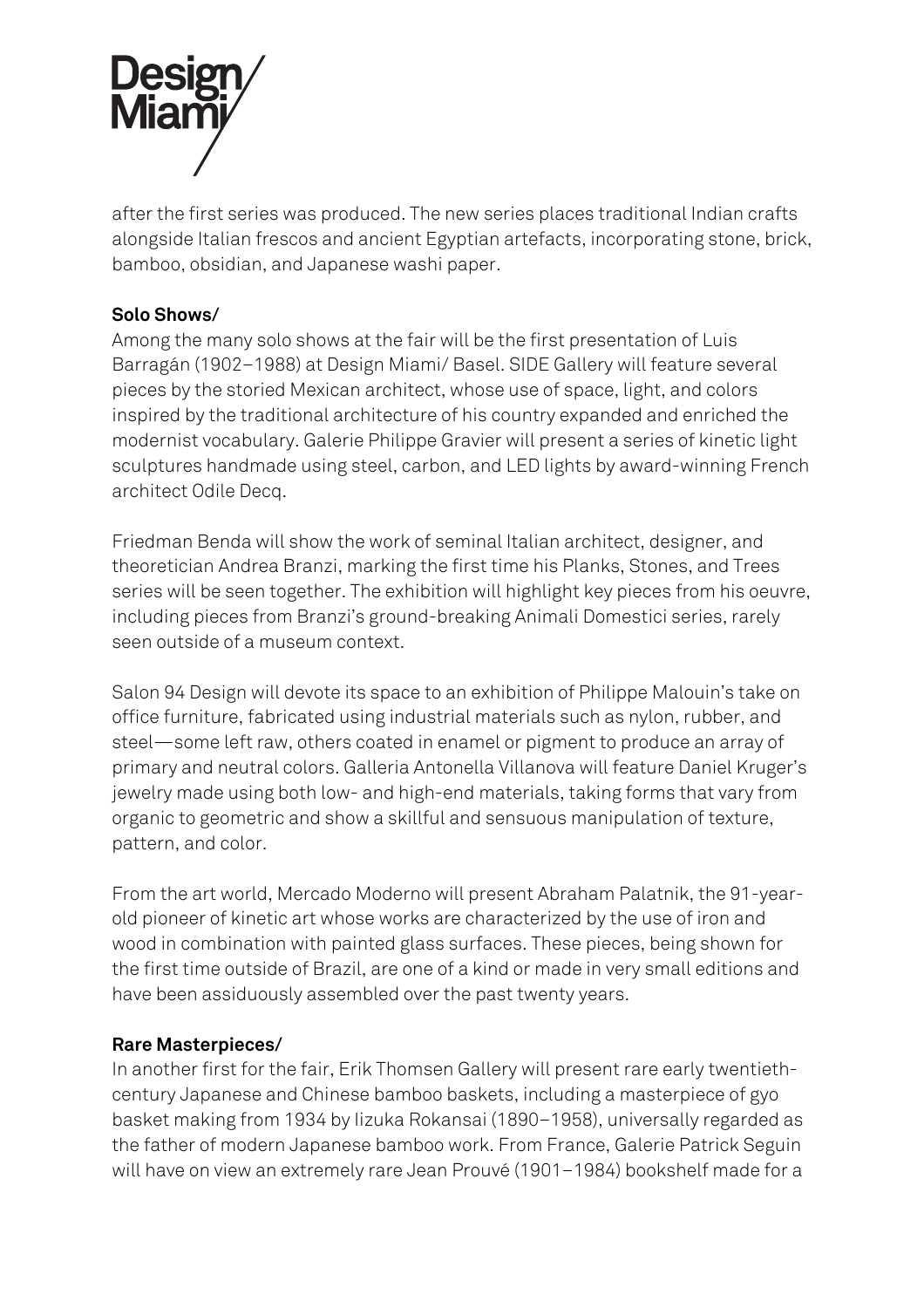after the first series was produced. The new series places traditional Indian crafts alongside Italian frescos and ancient Egyptian artefacts, incorporating stone, brick, bamboo, obsidian, and Japanese washi paper.

**Solo Shows/**

Among the many solo shows at the fair will be the first presentation of Luis Barragán (1902–1988) at Design Miami/ Basel. SIDE Gallery will feature several pieces by the storied Mexican architect, whose use of space, light, and colors inspired by the traditional architecture of his country expanded and enriched the modernist vocabulary. Galerie Philippe Gravier will present a series of kinetic light sculptures handmade using steel, carbon, and LED lights by award-winning French architect Odile Decq.

Friedman Benda will show the work of seminal Italian architect, designer, and theoretician Andrea Branzi, marking the first time his Planks, Stones, and Trees series will be seen together. The exhibition will highlight key pieces from his oeuvre, including pieces from Branzi's ground-breaking Animali Domestici series, rarely seen outside of a museum context.

Salon 94 Design will devote its space to an exhibition of Philippe Malouin's take on office furniture, fabricated using industrial materials such as nylon, rubber, and steel—some left raw, others coated in enamel or pigment to produce an array of primary and neutral colors. Galleria Antonella Villanova will feature Daniel Kruger's jewelry made using both low- and high-end materials, taking forms that vary from organic to geometric and show a skillful and sensuous manipulation of texture, pattern, and color.

From the art world, Mercado Moderno will present Abraham Palatnik, the 91-year-old pioneer of kinetic art whose works are characterized by the use of iron and wood in combination with painted glass surfaces. These pieces, being shown for the first time outside of Brazil, are one of a kind or made in very small editions and have been assiduously assembled over the past twenty years.

**Rare Masterpieces/**

In another first for the fair, Erik Thomsen Gallery will present rare early twentieth-century Japanese and Chinese bamboo baskets, including a masterpiece of gyo basket making from 1934 by Iizuka Rokansai (1890–1958), universally regarded as the father of modern Japanese bamboo work. From France, Galerie Patrick Seguin will have on view an extremely rare Jean Prouvé (1901–1984) bookshelf made for a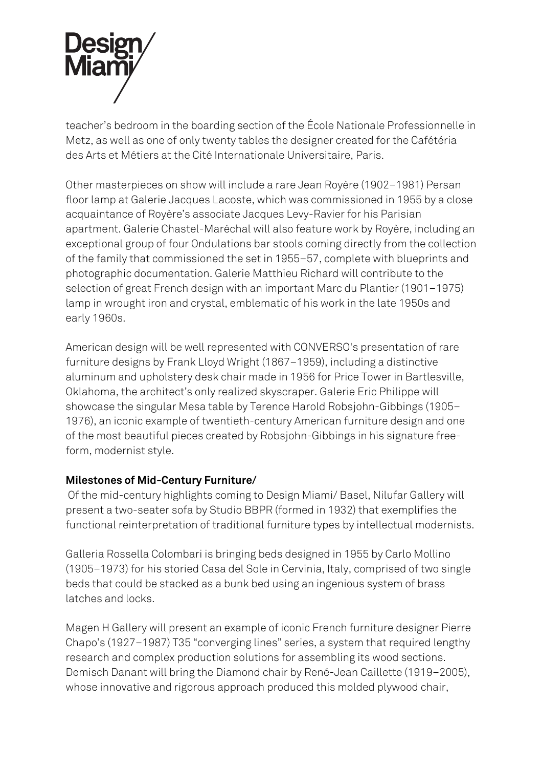teacher's bedroom in the boarding section of the École Nationale Professionnelle in Metz, as well as one of only twenty tables the designer created for the Cafétéria des Arts et Métiers at the Cité Internationale Universitaire, Paris.

Other masterpieces on show will include a rare Jean Royère (1902–1981) Persan floor lamp at Galerie Jacques Lacoste, which was commissioned in 1955 by a close acquaintance of Royère's associate Jacques Levy-Ravier for his Parisian apartment. Galerie Chastel-Maréchal will also feature work by Royère, including an exceptional group of four Ondulations bar stools coming directly from the collection of the family that commissioned the set in 1955–57, complete with blueprints and photographic documentation. Galerie Matthieu Richard will contribute to the selection of great French design with an important Marc du Plantier (1901–1975) lamp in wrought iron and crystal, emblematic of his work in the late 1950s and early 1960s.

American design will be well represented with CONVERSO's presentation of rare furniture designs by Frank Lloyd Wright (1867–1959), including a distinctive aluminum and upholstery desk chair made in 1956 for Price Tower in Bartlesville, Oklahoma, the architect's only realized skyscraper. Galerie Eric Philippe will showcase the singular Mesa table by Terence Harold Robsjohn-Gibbings (1905–1976), an iconic example of twentieth-century American furniture design and one of the most beautiful pieces created by Robsjohn-Gibbings in his signature free-form, modernist style.

**Milestones of Mid-Century Furniture/**

Of the mid-century highlights coming to Design Miami/ Basel, Nilufar Gallery will present a two-seater sofa by Studio BBPR (formed in 1932) that exemplifies the functional reinterpretation of traditional furniture types by intellectual modernists.

Galleria Rossella Colombari is bringing beds designed in 1955 by Carlo Mollino (1905–1973) for his storied Casa del Sole in Cervinia, Italy, comprised of two single beds that could be stacked as a bunk bed using an ingenious system of brass latches and locks.

Magen H Gallery will present an example of iconic French furniture designer Pierre Chapo's (1927–1987) T35 "converging lines" series, a system that required lengthy research and complex production solutions for assembling its wood sections. Demisch Danant will bring the Diamond chair by René-Jean Caillette (1919–2005), whose innovative and rigorous approach produced this molded plywood chair,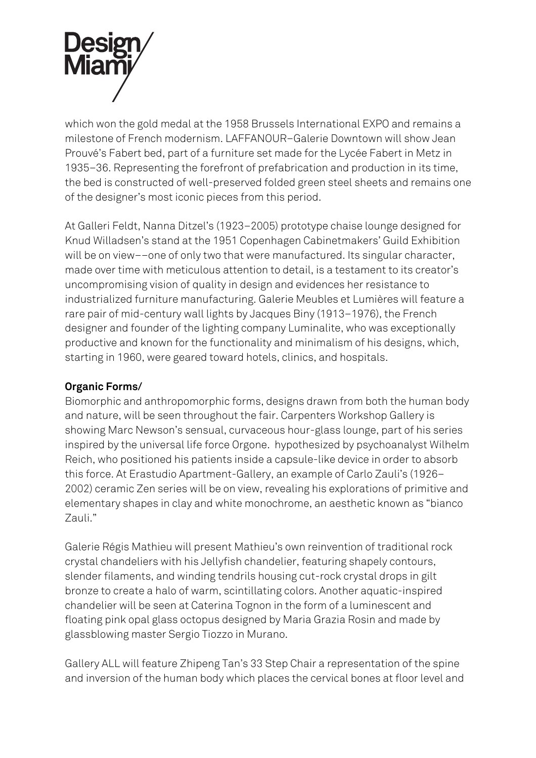which won the gold medal at the 1958 Brussels International EXPO and remains a milestone of French modernism. LAFFANOUR–Galerie Downtown will show Jean Prouvé's Fabert bed, part of a furniture set made for the Lycée Fabert in Metz in 1935–36. Representing the forefront of prefabrication and production in its time, the bed is constructed of well-preserved folded green steel sheets and remains one of the designer's most iconic pieces from this period.

At Galleri Feldt, Nanna Ditzel's (1923–2005) prototype chaise lounge designed for Knud Willadsen's stand at the 1951 Copenhagen Cabinetmakers' Guild Exhibition will be on view––one of only two that were manufactured. Its singular character, made over time with meticulous attention to detail, is a testament to its creator's uncompromising vision of quality in design and evidences her resistance to industrialized furniture manufacturing. Galerie Meubles et Lumières will feature a rare pair of mid-century wall lights by Jacques Biny (1913–1976), the French designer and founder of the lighting company Luminalite, who was exceptionally productive and known for the functionality and minimalism of his designs, which, starting in 1960, were geared toward hotels, clinics, and hospitals.

**Organic Forms/**

Biomorphic and anthropomorphic forms, designs drawn from both the human body and nature, will be seen throughout the fair. Carpenters Workshop Gallery is showing Marc Newson's sensual, curvaceous hour-glass lounge, part of his series inspired by the universal life force Orgone. hypothesized by psychoanalyst Wilhelm Reich, who positioned his patients inside a capsule-like device in order to absorb this force. At Erastudio Apartment-Gallery, an example of Carlo Zauli's (1926–2002) ceramic Zen series will be on view, revealing his explorations of primitive and elementary shapes in clay and white monochrome, an aesthetic known as "bianco Zauli."

Galerie Régis Mathieu will present Mathieu's own reinvention of traditional rock crystal chandeliers with his Jellyfish chandelier, featuring shapely contours, slender filaments, and winding tendrils housing cut-rock crystal drops in gilt bronze to create a halo of warm, scintillating colors. Another aquatic-inspired chandelier will be seen at Caterina Tognon in the form of a luminescent and floating pink opal glass octopus designed by Maria Grazia Rosin and made by glassblowing master Sergio Tiozzo in Murano.

Gallery ALL will feature Zhipeng Tan's 33 Step Chair a representation of the spine and inversion of the human body which places the cervical bones at floor level and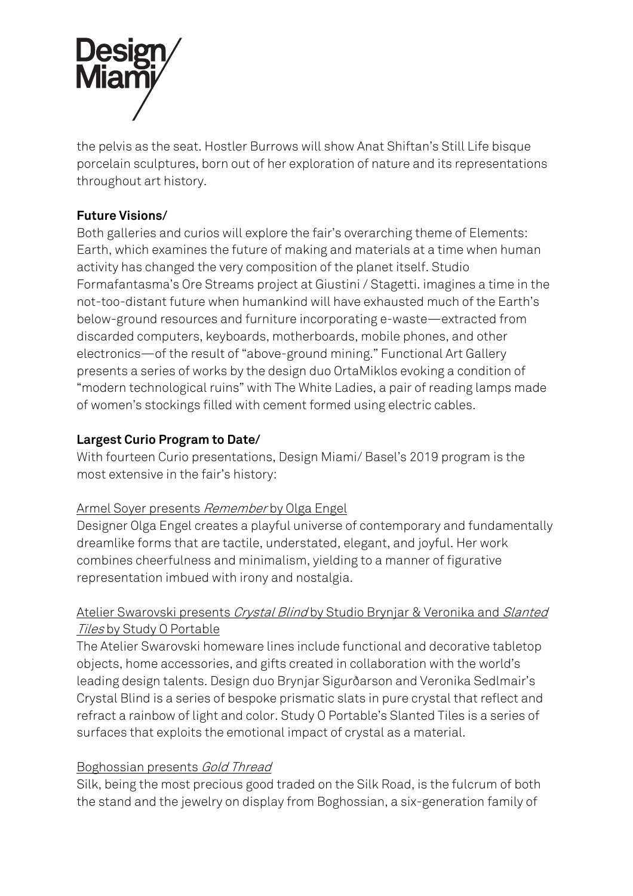the pelvis as the seat. Hostler Burrows will show Anat Shiftan's Still Life bisque porcelain sculptures, born out of her exploration of nature and its representations throughout art history.

**Future Visions/**

Both galleries and curios will explore the fair's overarching theme of Elements: Earth, which examines the future of making and materials at a time when human activity has changed the very composition of the planet itself. Studio Formafantasma's Ore Streams project at Giustini / Stagetti. imagines a time in the not-too-distant future when humankind will have exhausted much of the Earth's below-ground resources and furniture incorporating e-waste—extracted from discarded computers, keyboards, motherboards, mobile phones, and other electronics—of the result of "above-ground mining." Functional Art Gallery presents a series of works by the design duo OrtaMiklos evoking a condition of "modern technological ruins" with The White Ladies, a pair of reading lamps made of women's stockings filled with cement formed using electric cables.

**Largest Curio Program to Date/**

With fourteen Curio presentations, Design Miami/ Basel's 2019 program is the most extensive in the fair's history:

Armel Soyer presents *Remember* by Olga Engel

Designer Olga Engel creates a playful universe of contemporary and fundamentally dreamlike forms that are tactile, understated, elegant, and joyful. Her work combines cheerfulness and minimalism, yielding to a manner of figurative representation imbued with irony and nostalgia.

Atelier Swarovski presents *Crystal Blind* by Studio Brynjar & Veronika and *Slanted Tiles* by Study O Portable

The Atelier Swarovski homeware lines include functional and decorative tabletop objects, home accessories, and gifts created in collaboration with the world's leading design talents. Design duo Brynjar Sigurðarson and Veronika Sedlmair's Crystal Blind is a series of bespoke prismatic slats in pure crystal that reflect and refract a rainbow of light and color. Study O Portable's Slanted Tiles is a series of surfaces that exploits the emotional impact of crystal as a material.

Boghossian presents *Gold Thread*

Silk, being the most precious good traded on the Silk Road, is the fulcrum of both the stand and the jewelry on display from Boghossian, a six-generation family of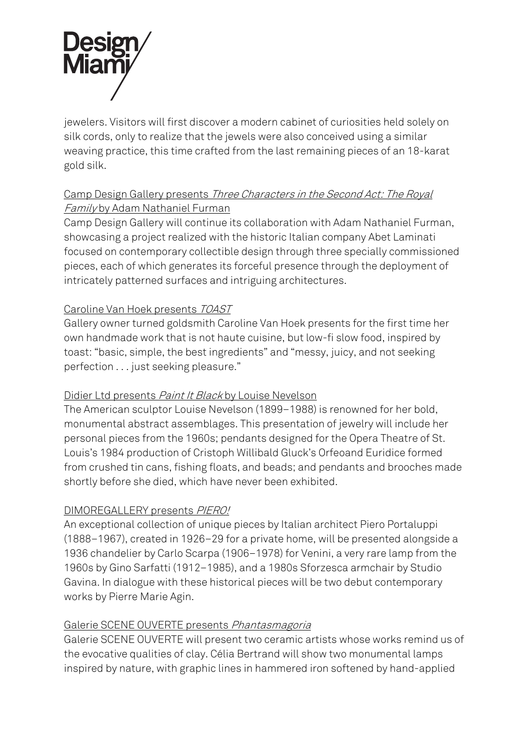jewelers. Visitors will first discover a modern cabinet of curiosities held solely on silk cords, only to realize that the jewels were also conceived using a similar weaving practice, this time crafted from the last remaining pieces of an 18-karat gold silk.

Camp Design Gallery presents *Three Characters in the Second Act: The Royal Family* by Adam Nathaniel Furman

Camp Design Gallery will continue its collaboration with Adam Nathaniel Furman, showcasing a project realized with the historic Italian company Abet Laminati focused on contemporary collectible design through three specially commissioned pieces, each of which generates its forceful presence through the deployment of intricately patterned surfaces and intriguing architectures.

Caroline Van Hoek presents *TOAST*

Gallery owner turned goldsmith Caroline Van Hoek presents for the first time her own handmade work that is not haute cuisine, but low-fi slow food, inspired by toast: "basic, simple, the best ingredients" and "messy, juicy, and not seeking perfection . . . just seeking pleasure."

Didier Ltd presents *Paint It Black* by Louise Nevelson

The American sculptor Louise Nevelson (1899–1988) is renowned for her bold, monumental abstract assemblages. This presentation of jewelry will include her personal pieces from the 1960s; pendants designed for the Opera Theatre of St. Louis's 1984 production of Cristoph Willibald Gluck's Orfeoand Euridice formed from crushed tin cans, fishing floats, and beads; and pendants and brooches made shortly before she died, which have never been exhibited.

DIMOREGALLERY presents *PIERO!*

An exceptional collection of unique pieces by Italian architect Piero Portaluppi (1888–1967), created in 1926–29 for a private home, will be presented alongside a 1936 chandelier by Carlo Scarpa (1906–1978) for Venini, a very rare lamp from the 1960s by Gino Sarfatti (1912–1985), and a 1980s Sforzesca armchair by Studio Gavina. In dialogue with these historical pieces will be two debut contemporary works by Pierre Marie Agin.

Galerie SCENE OUVERTE presents *Phantasmagoria*

Galerie SCENE OUVERTE will present two ceramic artists whose works remind us of the evocative qualities of clay. Célia Bertrand will show two monumental lamps inspired by nature, with graphic lines in hammered iron softened by hand-applied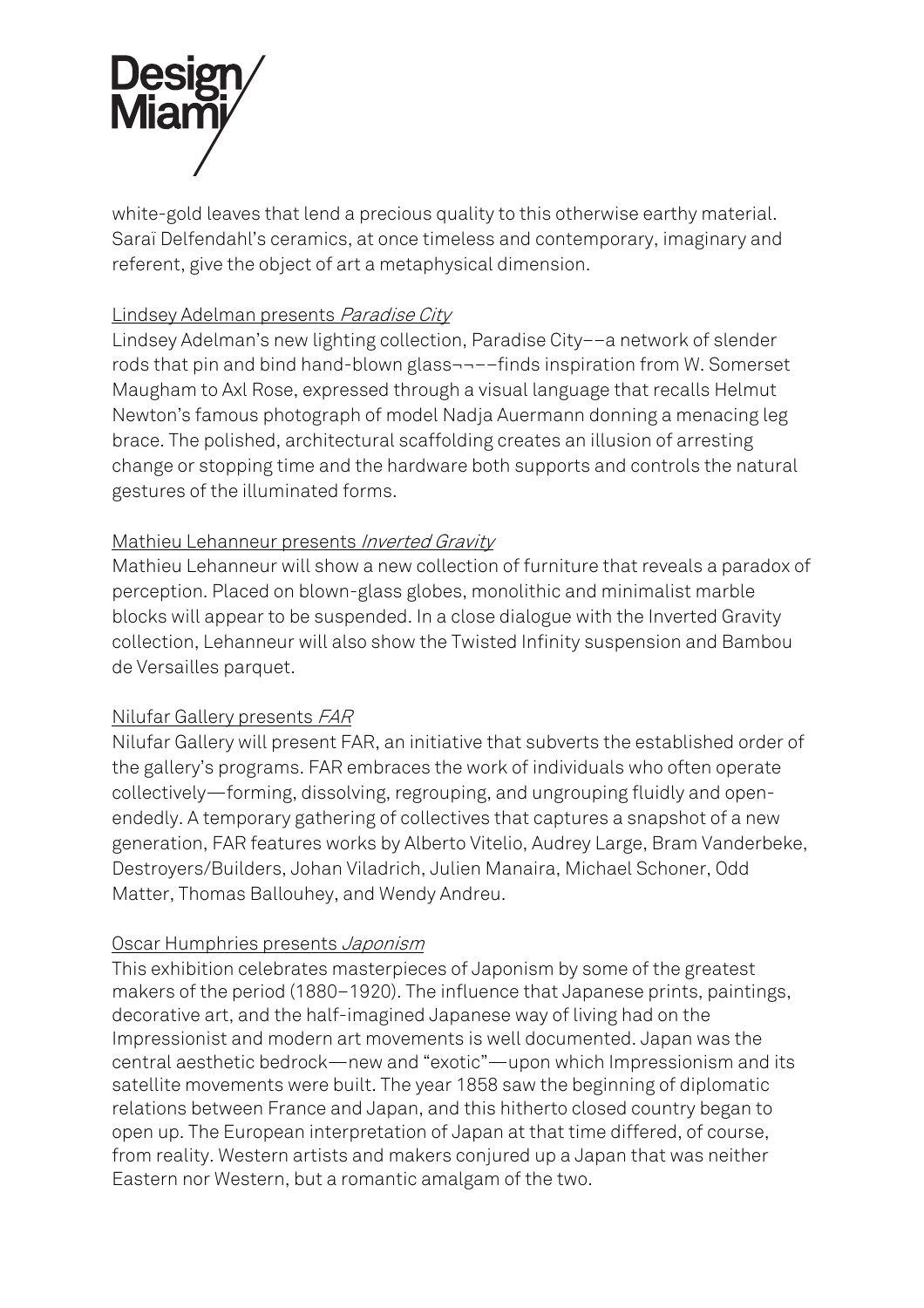white-gold leaves that lend a precious quality to this otherwise earthy material. Saraï Delfendahl's ceramics, at once timeless and contemporary, imaginary and referent, give the object of art a metaphysical dimension.

Lindsey Adelman presents *Paradise City*

Lindsey Adelman's new lighting collection, Paradise City––a network of slender rods that pin and bind hand-blown glass¬¬––finds inspiration from W. Somerset Maugham to Axl Rose, expressed through a visual language that recalls Helmut Newton's famous photograph of model Nadja Auermann donning a menacing leg brace. The polished, architectural scaffolding creates an illusion of arresting change or stopping time and the hardware both supports and controls the natural gestures of the illuminated forms.

Mathieu Lehanneur presents *Inverted Gravity*

Mathieu Lehanneur will show a new collection of furniture that reveals a paradox of perception. Placed on blown-glass globes, monolithic and minimalist marble blocks will appear to be suspended. In a close dialogue with the Inverted Gravity collection, Lehanneur will also show the Twisted Infinity suspension and Bambou de Versailles parquet.

Nilufar Gallery presents *FAR*

Nilufar Gallery will present FAR, an initiative that subverts the established order of the gallery's programs. FAR embraces the work of individuals who often operate collectively—forming, dissolving, regrouping, and ungrouping fluidly and open-endedly. A temporary gathering of collectives that captures a snapshot of a new generation, FAR features works by Alberto Vitelio, Audrey Large, Bram Vanderbeke, Destroyers/Builders, Johan Viladrich, Julien Manaira, Michael Schoner, Odd Matter, Thomas Ballouhey, and Wendy Andreu.

Oscar Humphries presents *Japonism*

This exhibition celebrates masterpieces of Japonism by some of the greatest makers of the period (1880–1920). The influence that Japanese prints, paintings, decorative art, and the half-imagined Japanese way of living had on the Impressionist and modern art movements is well documented. Japan was the central aesthetic bedrock—new and "exotic"—upon which Impressionism and its satellite movements were built. The year 1858 saw the beginning of diplomatic relations between France and Japan, and this hitherto closed country began to open up. The European interpretation of Japan at that time differed, of course, from reality. Western artists and makers conjured up a Japan that was neither Eastern nor Western, but a romantic amalgam of the two.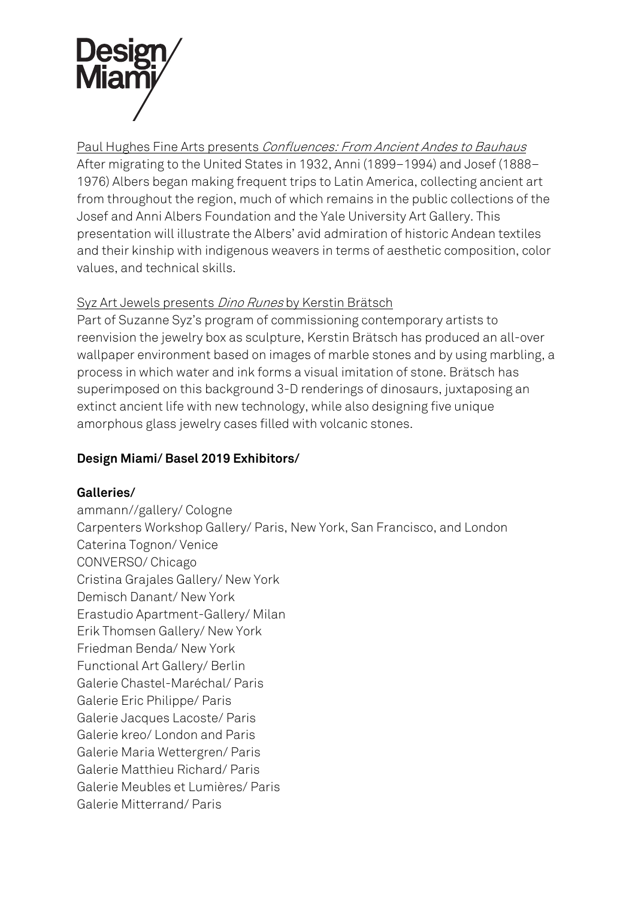Paul Hughes Fine Arts presents *Confluences: From Ancient Andes to Bauhaus*
After migrating to the United States in 1932, Anni (1899–1994) and Josef (1888–1976) Albers began making frequent trips to Latin America, collecting ancient art from throughout the region, much of which remains in the public collections of the Josef and Anni Albers Foundation and the Yale University Art Gallery. This presentation will illustrate the Albers' avid admiration of historic Andean textiles and their kinship with indigenous weavers in terms of aesthetic composition, color values, and technical skills.

Syz Art Jewels presents *Dino Runes* by Kerstin Brätsch
Part of Suzanne Syz's program of commissioning contemporary artists to reenvision the jewelry box as sculpture, Kerstin Brätsch has produced an all-over wallpaper environment based on images of marble stones and by using marbling, a process in which water and ink forms a visual imitation of stone. Brätsch has superimposed on this background 3-D renderings of dinosaurs, juxtaposing an extinct ancient life with new technology, while also designing five unique amorphous glass jewelry cases filled with volcanic stones.

**Design Miami/ Basel 2019 Exhibitors/**

**Galleries/**

ammann//gallery/ Cologne
Carpenters Workshop Gallery/ Paris, New York, San Francisco, and London
Caterina Tognon/ Venice
CONVERSO/ Chicago
Cristina Grajales Gallery/ New York
Demisch Danant/ New York
Erastudio Apartment-Gallery/ Milan
Erik Thomsen Gallery/ New York
Friedman Benda/ New York
Functional Art Gallery/ Berlin
Galerie Chastel-Maréchal/ Paris
Galerie Eric Philippe/ Paris
Galerie Jacques Lacoste/ Paris
Galerie kreo/ London and Paris
Galerie Maria Wettergren/ Paris
Galerie Matthieu Richard/ Paris
Galerie Meubles et Lumières/ Paris
Galerie Mitterrand/ Paris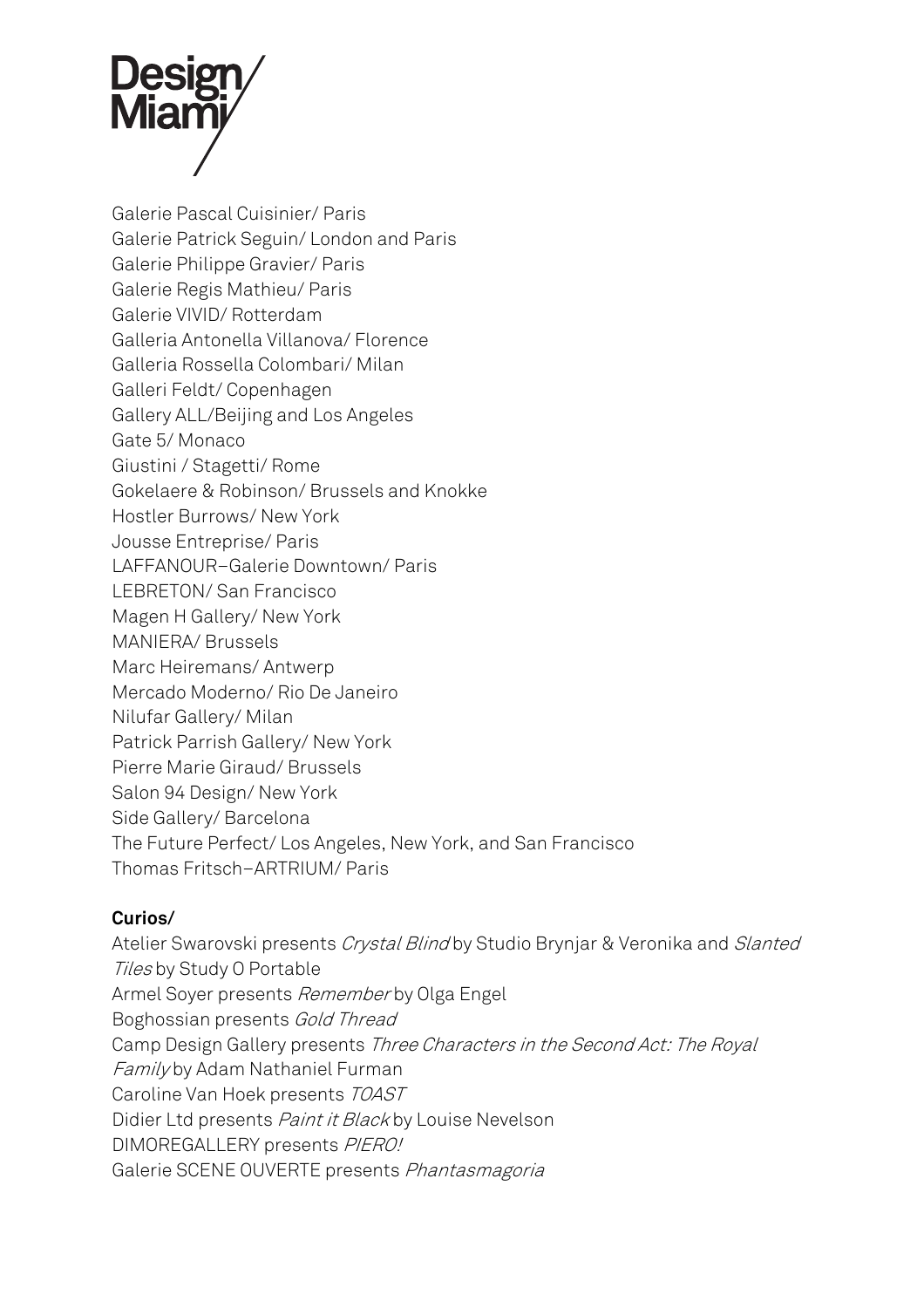Galerie Pascal Cuisinier/ Paris
Galerie Patrick Seguin/ London and Paris
Galerie Philippe Gravier/ Paris
Galerie Regis Mathieu/ Paris
Galerie VIVID/ Rotterdam
Galleria Antonella Villanova/ Florence
Galleria Rossella Colombari/ Milan
Galleri Feldt/ Copenhagen
Gallery ALL/Beijing and Los Angeles
Gate 5/ Monaco
Giustini / Stagetti/ Rome
Gokelaere & Robinson/ Brussels and Knokke
Hostler Burrows/ New York
Jousse Entreprise/ Paris
LAFFANOUR–Galerie Downtown/ Paris
LEBRETON/ San Francisco
Magen H Gallery/ New York
MANIERA/ Brussels
Marc Heiremans/ Antwerp
Mercado Moderno/ Rio De Janeiro
Nilufar Gallery/ Milan
Patrick Parrish Gallery/ New York
Pierre Marie Giraud/ Brussels
Salon 94 Design/ New York
Side Gallery/ Barcelona
The Future Perfect/ Los Angeles, New York, and San Francisco
Thomas Fritsch–ARTRIUM/ Paris

**Curios/**

Atelier Swarovski presents *Crystal Blind* by Studio Brynjar & Veronika and *Slanted Tiles* by Study O Portable
Armel Soyer presents *Remember* by Olga Engel
Boghossian presents *Gold Thread*
Camp Design Gallery presents *Three Characters in the Second Act: The Royal Family* by Adam Nathaniel Furman
Caroline Van Hoek presents *TOAST*
Didier Ltd presents *Paint it Black* by Louise Nevelson
DIMOREGALLERY presents *PIERO!*
Galerie SCENE OUVERTE presents *Phantasmagoria*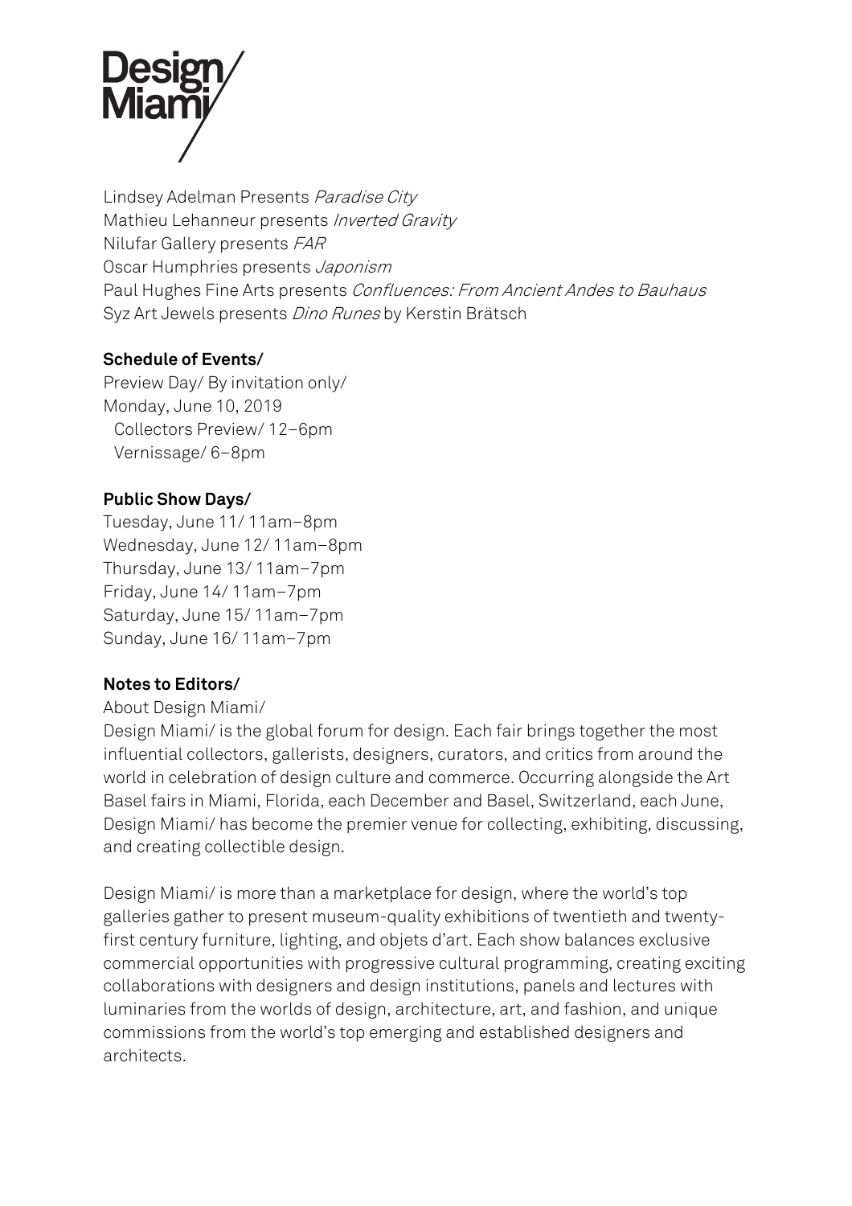Lindsey Adelman Presents *Paradise City*
Mathieu Lehanneur presents *Inverted Gravity*
Nilufar Gallery presents *FAR*
Oscar Humphries presents *Japonism*
Paul Hughes Fine Arts presents *Confluences: From Ancient Andes to Bauhaus*
Syz Art Jewels presents *Dino Runes* by Kerstin Brätsch

**Schedule of Events/**
Preview Day/ By invitation only/
Monday, June 10, 2019
Collectors Preview/ 12–6pm
Vernissage/ 6–8pm

**Public Show Days/**
Tuesday, June 11/ 11am–8pm
Wednesday, June 12/ 11am–8pm
Thursday, June 13/ 11am–7pm
Friday, June 14/ 11am–7pm
Saturday, June 15/ 11am–7pm
Sunday, June 16/ 11am–7pm

**Notes to Editors/**
About Design Miami/
Design Miami/ is the global forum for design. Each fair brings together the most influential collectors, gallerists, designers, curators, and critics from around the world in celebration of design culture and commerce. Occurring alongside the Art Basel fairs in Miami, Florida, each December and Basel, Switzerland, each June, Design Miami/ has become the premier venue for collecting, exhibiting, discussing, and creating collectible design.

Design Miami/ is more than a marketplace for design, where the world's top galleries gather to present museum-quality exhibitions of twentieth and twenty-first century furniture, lighting, and objets d'art. Each show balances exclusive commercial opportunities with progressive cultural programming, creating exciting collaborations with designers and design institutions, panels and lectures with luminaries from the worlds of design, architecture, art, and fashion, and unique commissions from the world's top emerging and established designers and architects.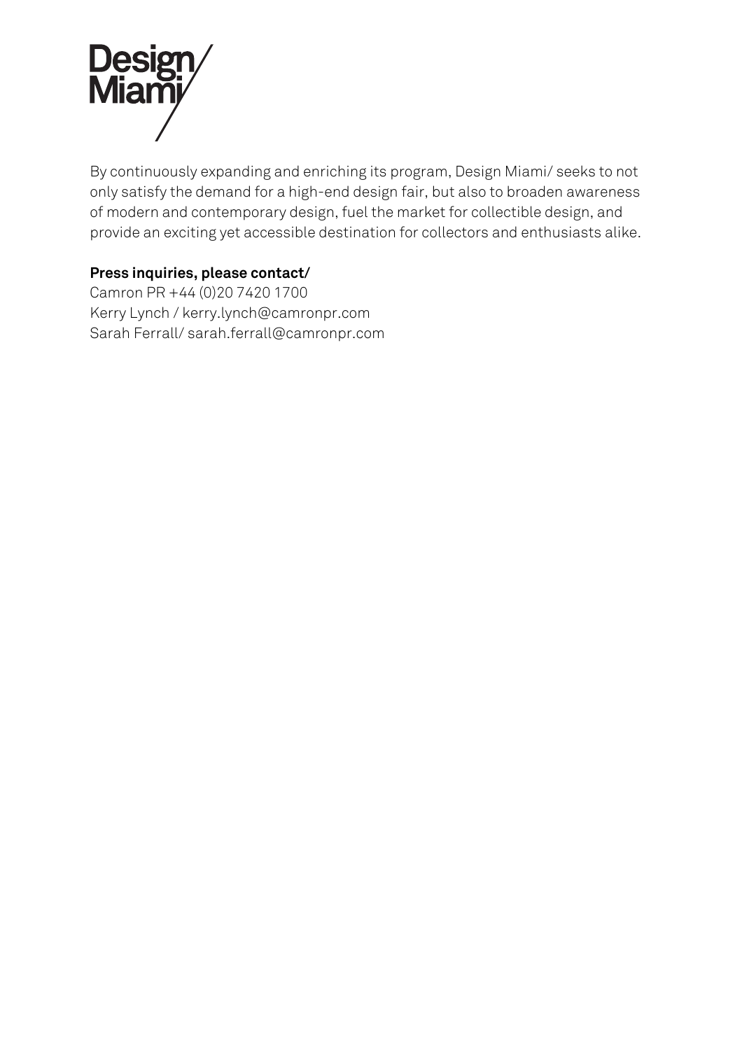Design
Miami/

By continuously expanding and enriching its program, Design Miami/ seeks to not only satisfy the demand for a high-end design fair, but also to broaden awareness of modern and contemporary design, fuel the market for collectible design, and provide an exciting yet accessible destination for collectors and enthusiasts alike.

**Press inquiries, please contact/**
Camron PR +44 (0)20 7420 1700
Kerry Lynch / kerry.lynch@camronpr.com
Sarah Ferrall/ sarah.ferrall@camronpr.com